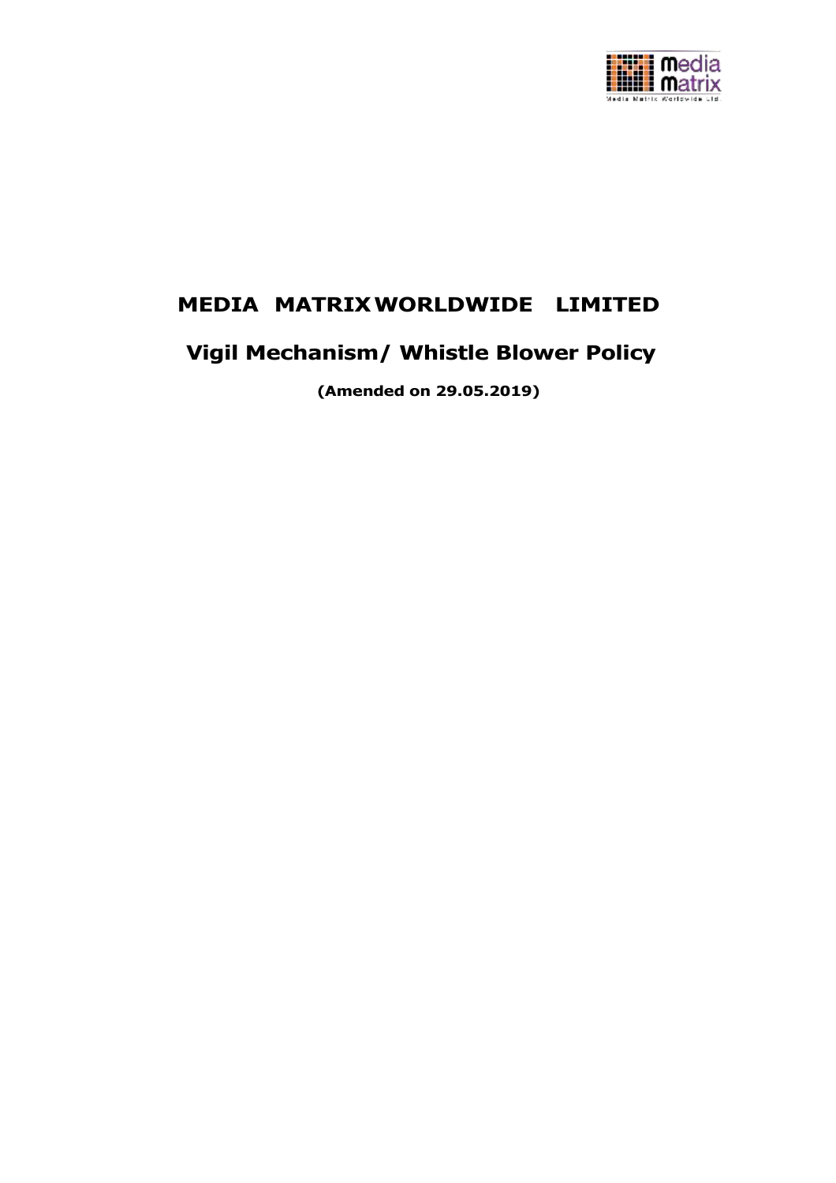# MEDIA MATRIX WORLDWIDE LIMITED

## Vigil Mechanism/ Whistle Blower Policy

**(Amended on 29.05.2019)**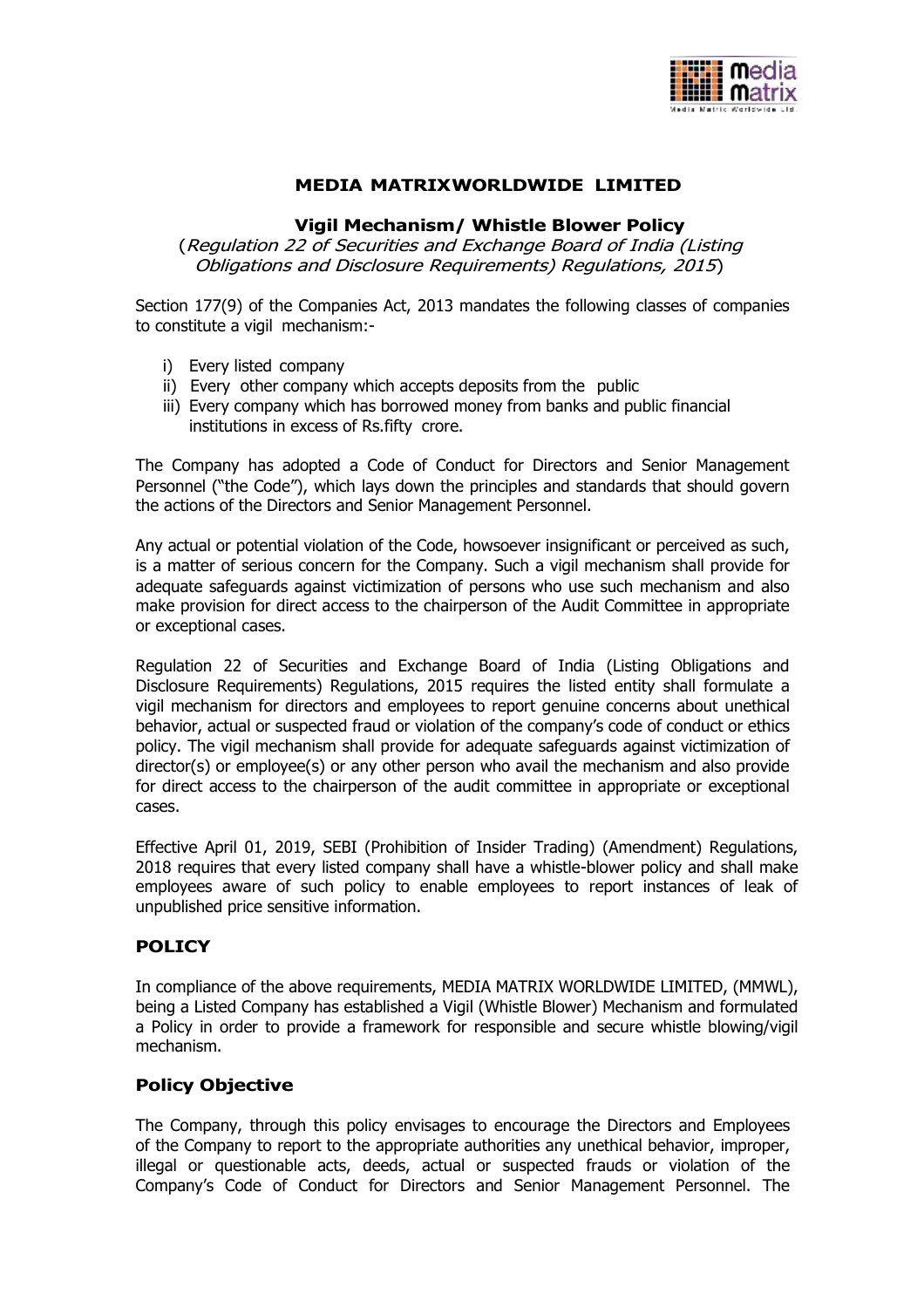# MEDIA MATRIXWORLDWIDE LIMITED

## Vigil Mechanism/ Whistle Blower Policy

(*Regulation 22 of Securities and Exchange Board of India (Listing Obligations and Disclosure Requirements) Regulations, 2015*)

Section 177(9) of the Companies Act, 2013 mandates the following classes of companies to constitute a vigil mechanism:-

i) Every listed company
ii) Every other company which accepts deposits from the public
iii) Every company which has borrowed money from banks and public financial institutions in excess of Rs.fifty crore.

The Company has adopted a Code of Conduct for Directors and Senior Management Personnel ("the Code"), which lays down the principles and standards that should govern the actions of the Directors and Senior Management Personnel.

Any actual or potential violation of the Code, howsoever insignificant or perceived as such, is a matter of serious concern for the Company. Such a vigil mechanism shall provide for adequate safeguards against victimization of persons who use such mechanism and also make provision for direct access to the chairperson of the Audit Committee in appropriate or exceptional cases.

Regulation 22 of Securities and Exchange Board of India (Listing Obligations and Disclosure Requirements) Regulations, 2015 requires the listed entity shall formulate a vigil mechanism for directors and employees to report genuine concerns about unethical behavior, actual or suspected fraud or violation of the company's code of conduct or ethics policy. The vigil mechanism shall provide for adequate safeguards against victimization of director(s) or employee(s) or any other person who avail the mechanism and also provide for direct access to the chairperson of the audit committee in appropriate or exceptional cases.

Effective April 01, 2019, SEBI (Prohibition of Insider Trading) (Amendment) Regulations, 2018 requires that every listed company shall have a whistle-blower policy and shall make employees aware of such policy to enable employees to report instances of leak of unpublished price sensitive information.

## POLICY

In compliance of the above requirements, MEDIA MATRIX WORLDWIDE LIMITED, (MMWL), being a Listed Company has established a Vigil (Whistle Blower) Mechanism and formulated a Policy in order to provide a framework for responsible and secure whistle blowing/vigil mechanism.

## Policy Objective

The Company, through this policy envisages to encourage the Directors and Employees of the Company to report to the appropriate authorities any unethical behavior, improper, illegal or questionable acts, deeds, actual or suspected frauds or violation of the Company's Code of Conduct for Directors and Senior Management Personnel. The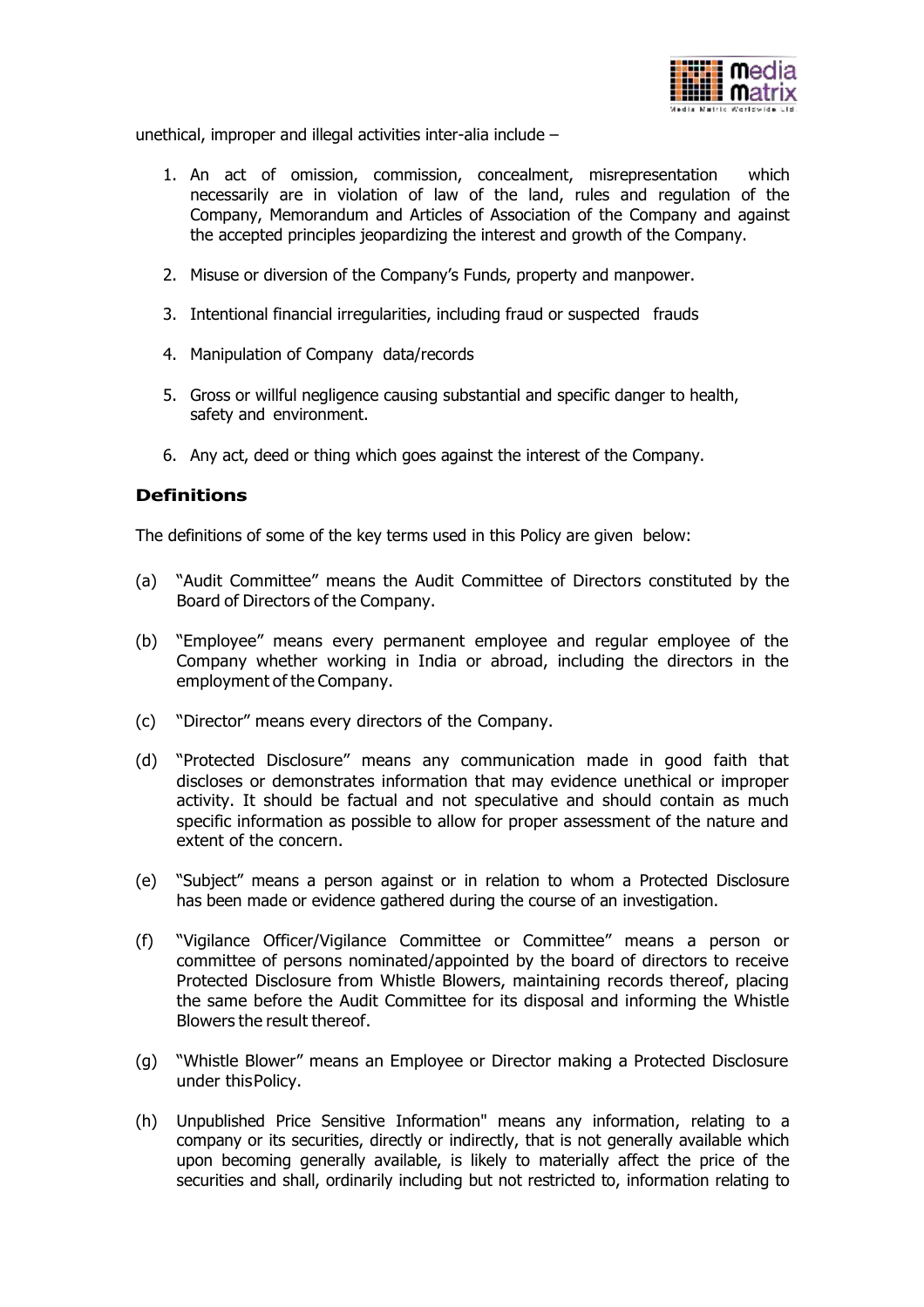unethical, improper and illegal activities inter-alia include –

1. An act of omission, commission, concealment, misrepresentation which necessarily are in violation of law of the land, rules and regulation of the Company, Memorandum and Articles of Association of the Company and against the accepted principles jeopardizing the interest and growth of the Company.

2. Misuse or diversion of the Company's Funds, property and manpower.

3. Intentional financial irregularities, including fraud or suspected frauds

4. Manipulation of Company data/records

5. Gross or willful negligence causing substantial and specific danger to health, safety and environment.

6. Any act, deed or thing which goes against the interest of the Company.

## Definitions

The definitions of some of the key terms used in this Policy are given below:

(a) "Audit Committee" means the Audit Committee of Directors constituted by the Board of Directors of the Company.

(b) "Employee" means every permanent employee and regular employee of the Company whether working in India or abroad, including the directors in the employment of the Company.

(c) "Director" means every directors of the Company.

(d) "Protected Disclosure" means any communication made in good faith that discloses or demonstrates information that may evidence unethical or improper activity. It should be factual and not speculative and should contain as much specific information as possible to allow for proper assessment of the nature and extent of the concern.

(e) "Subject" means a person against or in relation to whom a Protected Disclosure has been made or evidence gathered during the course of an investigation.

(f) "Vigilance Officer/Vigilance Committee or Committee" means a person or committee of persons nominated/appointed by the board of directors to receive Protected Disclosure from Whistle Blowers, maintaining records thereof, placing the same before the Audit Committee for its disposal and informing the Whistle Blowers the result thereof.

(g) "Whistle Blower" means an Employee or Director making a Protected Disclosure under this Policy.

(h) Unpublished Price Sensitive Information" means any information, relating to a company or its securities, directly or indirectly, that is not generally available which upon becoming generally available, is likely to materially affect the price of the securities and shall, ordinarily including but not restricted to, information relating to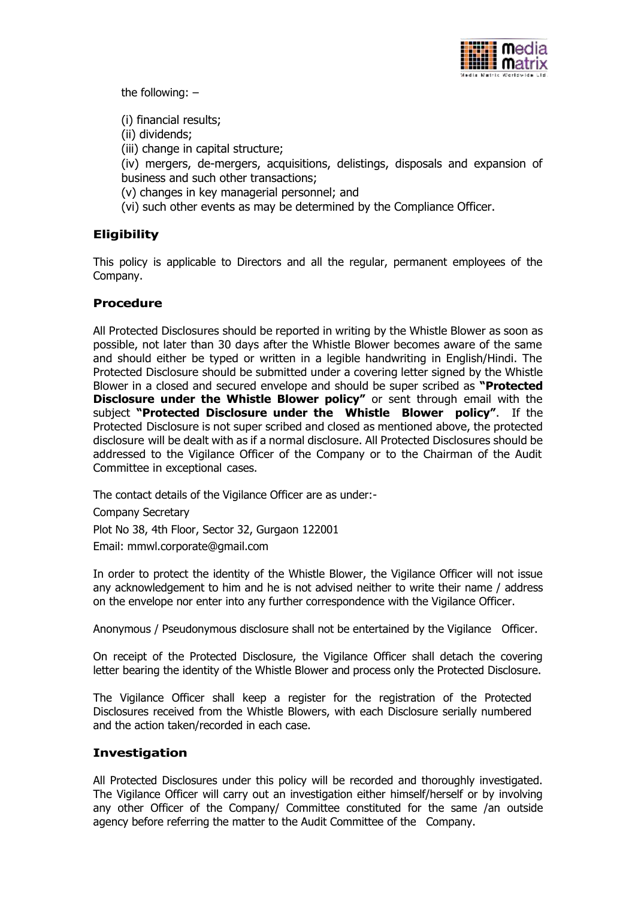the following: –

(i) financial results;
(ii) dividends;
(iii) change in capital structure;
(iv) mergers, de-mergers, acquisitions, delistings, disposals and expansion of business and such other transactions;
(v) changes in key managerial personnel; and
(vi) such other events as may be determined by the Compliance Officer.

## Eligibility

This policy is applicable to Directors and all the regular, permanent employees of the Company.

## Procedure

All Protected Disclosures should be reported in writing by the Whistle Blower as soon as possible, not later than 30 days after the Whistle Blower becomes aware of the same and should either be typed or written in a legible handwriting in English/Hindi. The Protected Disclosure should be submitted under a covering letter signed by the Whistle Blower in a closed and secured envelope and should be super scribed as **"Protected Disclosure under the Whistle Blower policy"** or sent through email with the subject **"Protected Disclosure under the Whistle Blower policy"**. If the Protected Disclosure is not super scribed and closed as mentioned above, the protected disclosure will be dealt with as if a normal disclosure. All Protected Disclosures should be addressed to the Vigilance Officer of the Company or to the Chairman of the Audit Committee in exceptional cases.

The contact details of the Vigilance Officer are as under:-

Company Secretary

Plot No 38, 4th Floor, Sector 32, Gurgaon 122001

Email: mmwl.corporate@gmail.com

In order to protect the identity of the Whistle Blower, the Vigilance Officer will not issue any acknowledgement to him and he is not advised neither to write their name / address on the envelope nor enter into any further correspondence with the Vigilance Officer.

Anonymous / Pseudonymous disclosure shall not be entertained by the Vigilance Officer.

On receipt of the Protected Disclosure, the Vigilance Officer shall detach the covering letter bearing the identity of the Whistle Blower and process only the Protected Disclosure.

The Vigilance Officer shall keep a register for the registration of the Protected Disclosures received from the Whistle Blowers, with each Disclosure serially numbered and the action taken/recorded in each case.

## Investigation

All Protected Disclosures under this policy will be recorded and thoroughly investigated. The Vigilance Officer will carry out an investigation either himself/herself or by involving any other Officer of the Company/ Committee constituted for the same /an outside agency before referring the matter to the Audit Committee of the Company.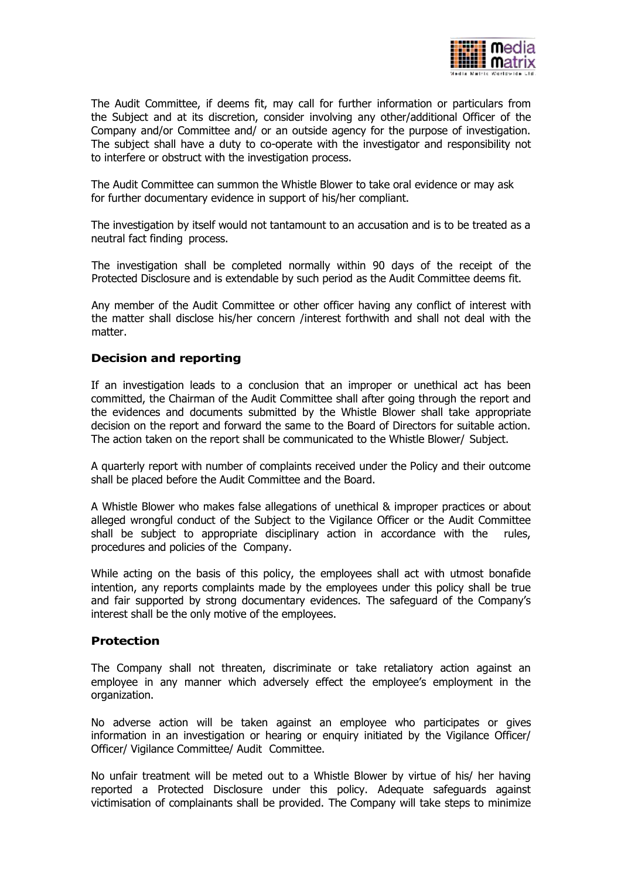The Audit Committee, if deems fit, may call for further information or particulars from the Subject and at its discretion, consider involving any other/additional Officer of the Company and/or Committee and/ or an outside agency for the purpose of investigation. The subject shall have a duty to co-operate with the investigator and responsibility not to interfere or obstruct with the investigation process.

The Audit Committee can summon the Whistle Blower to take oral evidence or may ask for further documentary evidence in support of his/her compliant.

The investigation by itself would not tantamount to an accusation and is to be treated as a neutral fact finding process.

The investigation shall be completed normally within 90 days of the receipt of the Protected Disclosure and is extendable by such period as the Audit Committee deems fit.

Any member of the Audit Committee or other officer having any conflict of interest with the matter shall disclose his/her concern /interest forthwith and shall not deal with the matter.

### Decision and reporting

If an investigation leads to a conclusion that an improper or unethical act has been committed, the Chairman of the Audit Committee shall after going through the report and the evidences and documents submitted by the Whistle Blower shall take appropriate decision on the report and forward the same to the Board of Directors for suitable action. The action taken on the report shall be communicated to the Whistle Blower/ Subject.

A quarterly report with number of complaints received under the Policy and their outcome shall be placed before the Audit Committee and the Board.

A Whistle Blower who makes false allegations of unethical & improper practices or about alleged wrongful conduct of the Subject to the Vigilance Officer or the Audit Committee shall be subject to appropriate disciplinary action in accordance with the rules, procedures and policies of the Company.

While acting on the basis of this policy, the employees shall act with utmost bonafide intention, any reports complaints made by the employees under this policy shall be true and fair supported by strong documentary evidences. The safeguard of the Company's interest shall be the only motive of the employees.

### Protection

The Company shall not threaten, discriminate or take retaliatory action against an employee in any manner which adversely effect the employee's employment in the organization.

No adverse action will be taken against an employee who participates or gives information in an investigation or hearing or enquiry initiated by the Vigilance Officer/ Officer/ Vigilance Committee/ Audit Committee.

No unfair treatment will be meted out to a Whistle Blower by virtue of his/ her having reported a Protected Disclosure under this policy. Adequate safeguards against victimisation of complainants shall be provided. The Company will take steps to minimize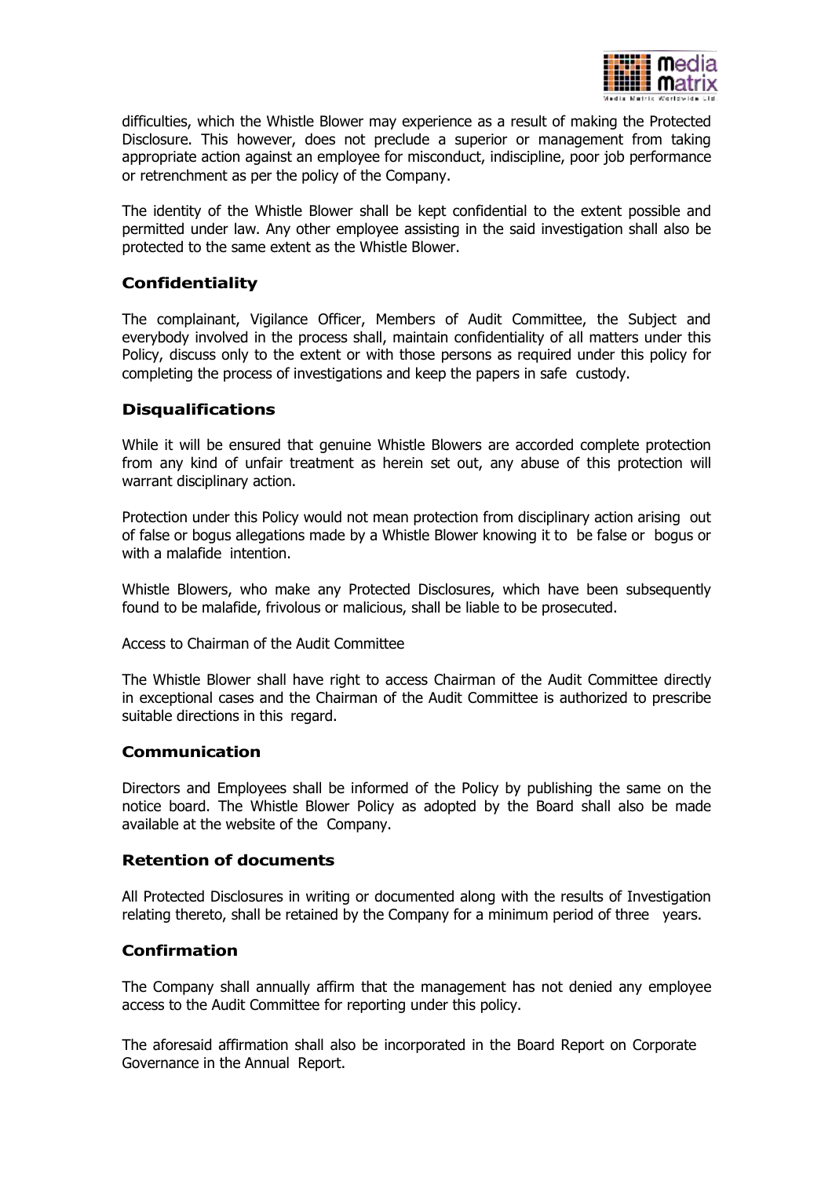difficulties, which the Whistle Blower may experience as a result of making the Protected Disclosure. This however, does not preclude a superior or management from taking appropriate action against an employee for misconduct, indiscipline, poor job performance or retrenchment as per the policy of the Company.

The identity of the Whistle Blower shall be kept confidential to the extent possible and permitted under law. Any other employee assisting in the said investigation shall also be protected to the same extent as the Whistle Blower.

### Confidentiality

The complainant, Vigilance Officer, Members of Audit Committee, the Subject and everybody involved in the process shall, maintain confidentiality of all matters under this Policy, discuss only to the extent or with those persons as required under this policy for completing the process of investigations and keep the papers in safe custody.

### Disqualifications

While it will be ensured that genuine Whistle Blowers are accorded complete protection from any kind of unfair treatment as herein set out, any abuse of this protection will warrant disciplinary action.

Protection under this Policy would not mean protection from disciplinary action arising out of false or bogus allegations made by a Whistle Blower knowing it to be false or bogus or with a malafide intention.

Whistle Blowers, who make any Protected Disclosures, which have been subsequently found to be malafide, frivolous or malicious, shall be liable to be prosecuted.

Access to Chairman of the Audit Committee

The Whistle Blower shall have right to access Chairman of the Audit Committee directly in exceptional cases and the Chairman of the Audit Committee is authorized to prescribe suitable directions in this regard.

### Communication

Directors and Employees shall be informed of the Policy by publishing the same on the notice board. The Whistle Blower Policy as adopted by the Board shall also be made available at the website of the Company.

### Retention of documents

All Protected Disclosures in writing or documented along with the results of Investigation relating thereto, shall be retained by the Company for a minimum period of three years.

### Confirmation

The Company shall annually affirm that the management has not denied any employee access to the Audit Committee for reporting under this policy.

The aforesaid affirmation shall also be incorporated in the Board Report on Corporate Governance in the Annual Report.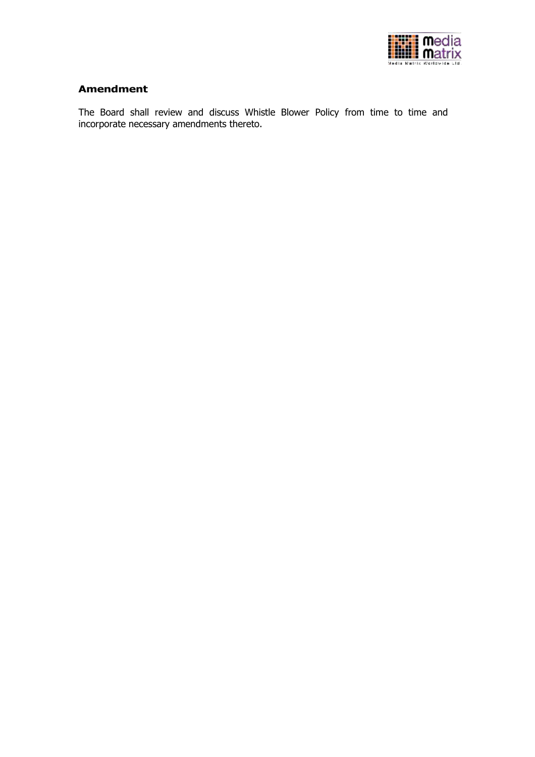## Amendment

The Board shall review and discuss Whistle Blower Policy from time to time and incorporate necessary amendments thereto.